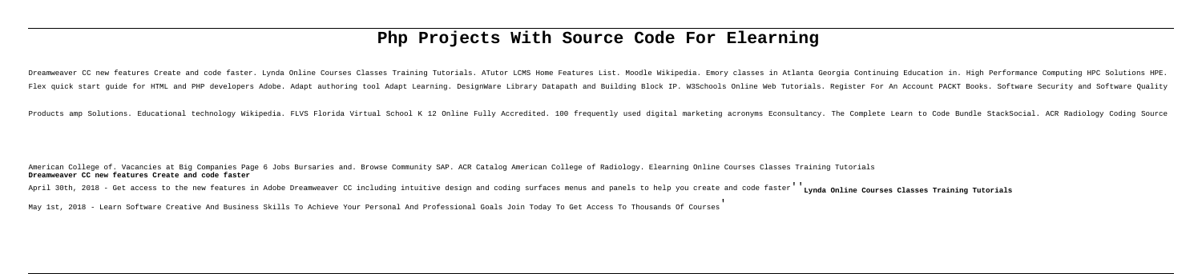# Php Projects With Source Code For Elearning

Dreamweaver CC new features Create and code faster. Lynda Online Courses Classes Training Tutorials. ATutor LCMS Home Features List. Moodle Wikipedia. Emory classes in Atlanta Georgia Continuing Education in. High Performance Computing HPC Solutions HPE. Flex quick start guide for HTML and PHP developers Adobe. Adapt authoring tool Adapt Learning. DesignWare Library Datapath and Building Block IP. W3Schools Online Web Tutorials. Register For An Account PACKT Books. Software Security and Software Quality Products amp Solutions. Educational technology Wikipedia. FLVS Florida Virtual School K 12 Online Fully Accredited. 100 frequently used digital marketing acronyms Econsultancy. The Complete Learn to Code Bundle StackSocial. ACR Radiology Coding Source American College of. Vacancies at Big Companies Page 6 Jobs Bursaries and. Browse Community SAP. ACR Catalog American College of Radiology. Elearning Online Courses Classes Training Tutorials

**Dreamweaver CC new features Create and code faster**

April 30th, 2018 - Get access to the new features in Adobe Dreamweaver CC including intuitive design and coding surfaces menus and panels to help you create and code faster''**Lynda Online Courses Classes Training Tutorials**

May 1st, 2018 - Learn Software Creative And Business Skills To Achieve Your Personal And Professional Goals Join Today To Get Access To Thousands Of Courses'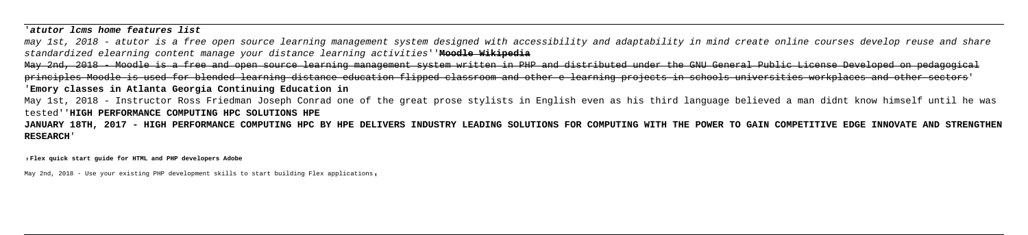'*atutor lcms home features list*

*may 1st, 2018 - atutor is a free open source learning management system designed with accessibility and adaptability in mind create online courses develop reuse and share standardized elearning content manage your distance learning activities*''**Moodle Wikipedia**

May 2nd, 2018 - Moodle is a free and open source learning management system written in PHP and distributed under the GNU General Public License Developed on pedagogical principles Moodle is used for blended learning distance education flipped classroom and other e learning projects in schools universities workplaces and other sectors'

'**Emory classes in Atlanta Georgia Continuing Education in**

May 1st, 2018 - Instructor Ross Friedman Joseph Conrad one of the great prose stylists in English even as his third language believed a man didnt know himself until he was tested''**HIGH PERFORMANCE COMPUTING HPC SOLUTIONS HPE**

**JANUARY 18TH, 2017 - HIGH PERFORMANCE COMPUTING HPC BY HPE DELIVERS INDUSTRY LEADING SOLUTIONS FOR COMPUTING WITH THE POWER TO GAIN COMPETITIVE EDGE INNOVATE AND STRENGTHEN RESEARCH**'

'**Flex quick start guide for HTML and PHP developers Adobe**

May 2nd, 2018 - Use your existing PHP development skills to start building Flex applications'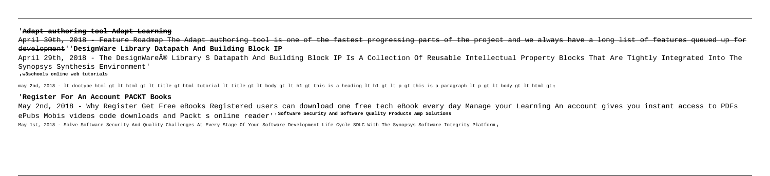'**Adapt authoring tool Adapt Learning**

~~April 30th, 2018 - Feature Roadmap The Adapt authoring tool is one of the fastest progressing parts of the project and we always have a long list of features queued up for development~~''**DesignWare Library Datapath And Building Block IP**

April 29th, 2018 - The DesignWareÂ® Library S Datapath And Building Block IP Is A Collection Of Reusable Intellectual Property Blocks That Are Tightly Integrated Into The Synopsys Synthesis Environment'

'**w3schools online web tutorials**

may 2nd, 2018 - lt doctype html gt lt html gt lt title gt html tutorial lt title gt lt body gt lt h1 gt this is a heading lt h1 gt lt p gt this is a paragraph lt p gt lt body gt lt html gt'

'**Register For An Account PACKT Books**

May 2nd, 2018 - Why Register Get Free eBooks Registered users can download one free tech eBook every day Manage your Learning An account gives you instant access to PDFs ePubs Mobis videos code downloads and Packt s online reader''**Software Security And Software Quality Products Amp Solutions**

May 1st, 2018 - Solve Software Security And Quality Challenges At Every Stage Of Your Software Development Life Cycle SDLC With The Synopsys Software Integrity Platform'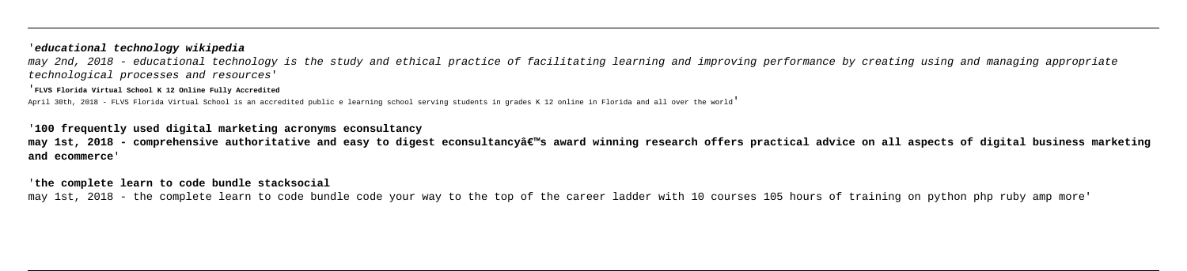'**_educational technology wikipedia_**

_may 2nd, 2018 - educational technology is the study and ethical practice of facilitating learning and improving performance by creating using and managing appropriate technological processes and resources_'

'**FLVS Florida Virtual School K 12 Online Fully Accredited**

April 30th, 2018 - FLVS Florida Virtual School is an accredited public e learning school serving students in grades K 12 online in Florida and all over the world'

'**100 frequently used digital marketing acronyms econsultancy**

**may 1st, 2018 - comprehensive authoritative and easy to digest econsultancyâ€™s award winning research offers practical advice on all aspects of digital business marketing and ecommerce**'

'**the complete learn to code bundle stacksocial**

may 1st, 2018 - the complete learn to code bundle code your way to the top of the career ladder with 10 courses 105 hours of training on python php ruby amp more'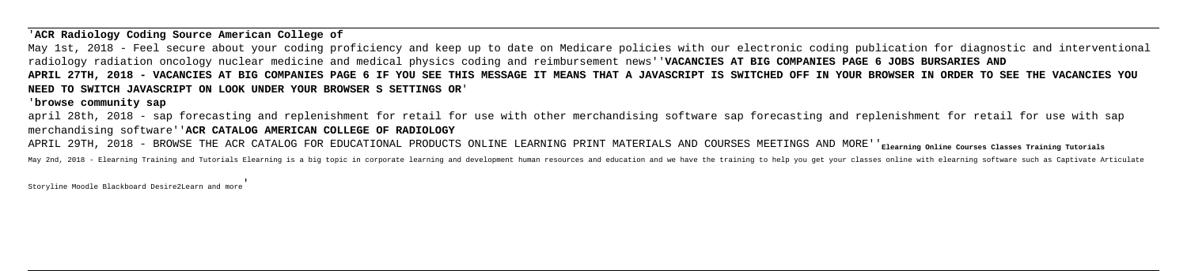'**ACR Radiology Coding Source American College of**

May 1st, 2018 - Feel secure about your coding proficiency and keep up to date on Medicare policies with our electronic coding publication for diagnostic and interventional radiology radiation oncology nuclear medicine and medical physics coding and reimbursement news''**VACANCIES AT BIG COMPANIES PAGE 6 JOBS BURSARIES AND**

**APRIL 27TH, 2018 - VACANCIES AT BIG COMPANIES PAGE 6 IF YOU SEE THIS MESSAGE IT MEANS THAT A JAVASCRIPT IS SWITCHED OFF IN YOUR BROWSER IN ORDER TO SEE THE VACANCIES YOU NEED TO SWITCH JAVASCRIPT ON LOOK UNDER YOUR BROWSER S SETTINGS OR**'

'**browse community sap**

april 28th, 2018 - sap forecasting and replenishment for retail for use with other merchandising software sap forecasting and replenishment for retail for use with sap merchandising software''**ACR CATALOG AMERICAN COLLEGE OF RADIOLOGY**

APRIL 29TH, 2018 - BROWSE THE ACR CATALOG FOR EDUCATIONAL PRODUCTS ONLINE LEARNING PRINT MATERIALS AND COURSES MEETINGS AND MORE''**Elearning Online Courses Classes Training Tutorials**

May 2nd, 2018 - Elearning Training and Tutorials Elearning is a big topic in corporate learning and development human resources and education and we have the training to help you get your classes online with elearning software such as Captivate Articulate Storyline Moodle Blackboard Desire2Learn and more'